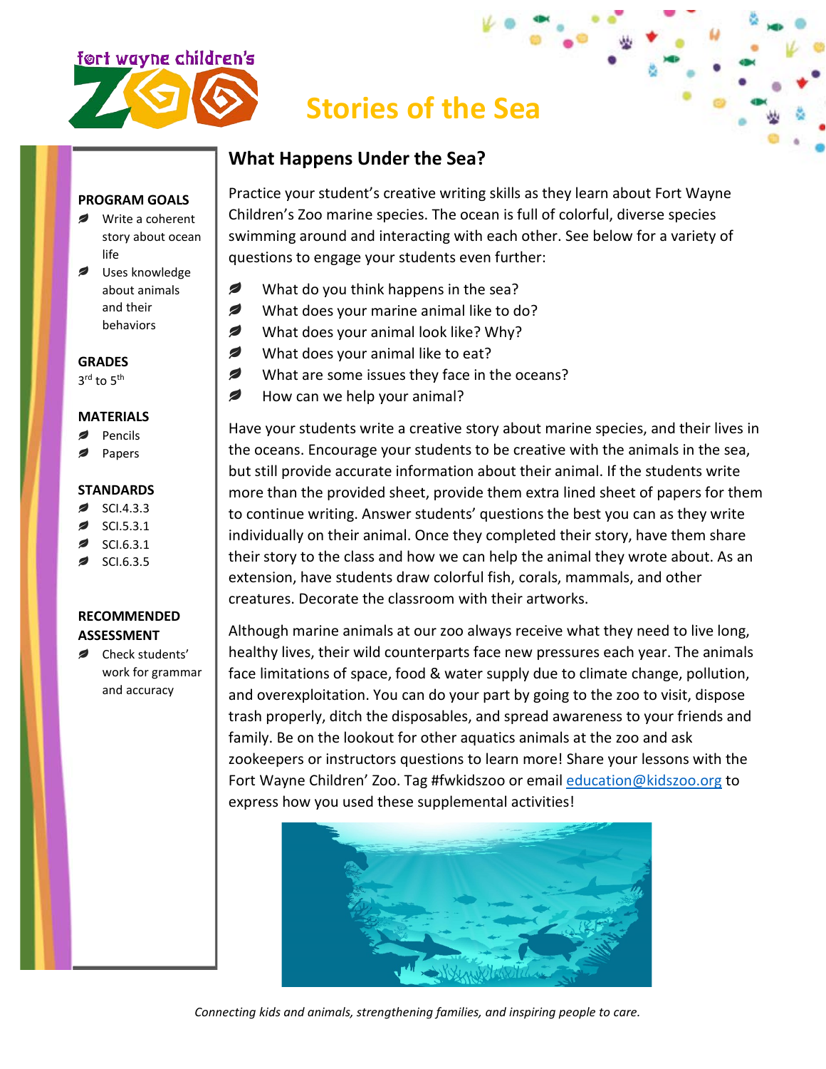# Stories of the Sea

**PROGRAM GOALS**
- Write a coherent story about ocean life
- Uses knowledge about animals and their behaviors

**GRADES**
3rd to 5th

**MATERIALS**
- Pencils
- Papers

**STANDARDS**
- SCI.4.3.3
- SCI.5.3.1
- SCI.6.3.1
- SCI.6.3.5

**RECOMMENDED ASSESSMENT**
- Check students' work for grammar and accuracy

## What Happens Under the Sea?

Practice your student's creative writing skills as they learn about Fort Wayne Children's Zoo marine species. The ocean is full of colorful, diverse species swimming around and interacting with each other. See below for a variety of questions to engage your students even further:

- What do you think happens in the sea?
- What does your marine animal like to do?
- What does your animal look like? Why?
- What does your animal like to eat?
- What are some issues they face in the oceans?
- How can we help your animal?

Have your students write a creative story about marine species, and their lives in the oceans. Encourage your students to be creative with the animals in the sea, but still provide accurate information about their animal. If the students write more than the provided sheet, provide them extra lined sheet of papers for them to continue writing. Answer students' questions the best you can as they write individually on their animal. Once they completed their story, have them share their story to the class and how we can help the animal they wrote about. As an extension, have students draw colorful fish, corals, mammals, and other creatures. Decorate the classroom with their artworks.

Although marine animals at our zoo always receive what they need to live long, healthy lives, their wild counterparts face new pressures each year. The animals face limitations of space, food & water supply due to climate change, pollution, and overexploitation. You can do your part by going to the zoo to visit, dispose trash properly, ditch the disposables, and spread awareness to your friends and family. Be on the lookout for other aquatics animals at the zoo and ask zookeepers or instructors questions to learn more! Share your lessons with the Fort Wayne Children' Zoo. Tag #fwkidszoo or email education@kidszoo.org to express how you used these supplemental activities!

*Connecting kids and animals, strengthening families, and inspiring people to care.*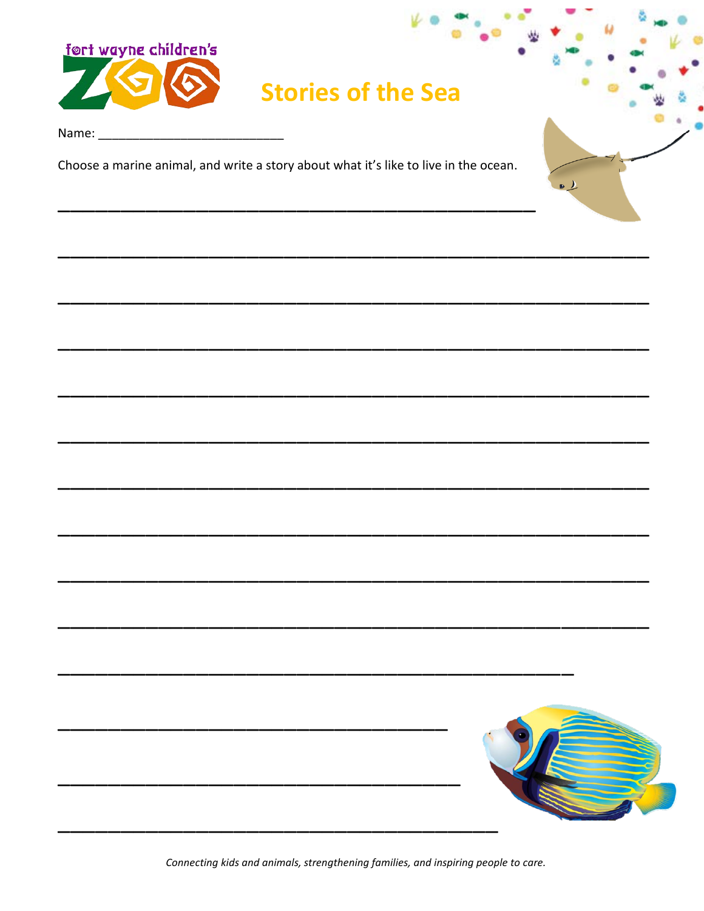fort wayne children's ZOO

# Stories of the Sea

Name: ___________________________

Choose a marine animal, and write a story about what it's like to live in the ocean.

______________________________________________________________

______________________________________________________________

______________________________________________________________

______________________________________________________________

______________________________________________________________

______________________________________________________________

______________________________________________________________

______________________________________________________________

______________________________________________________________

______________________________________________________________

______________________________________________________________

______________________________________________

______________________________________________

______________________________________________

*Connecting kids and animals, strengthening families, and inspiring people to care.*